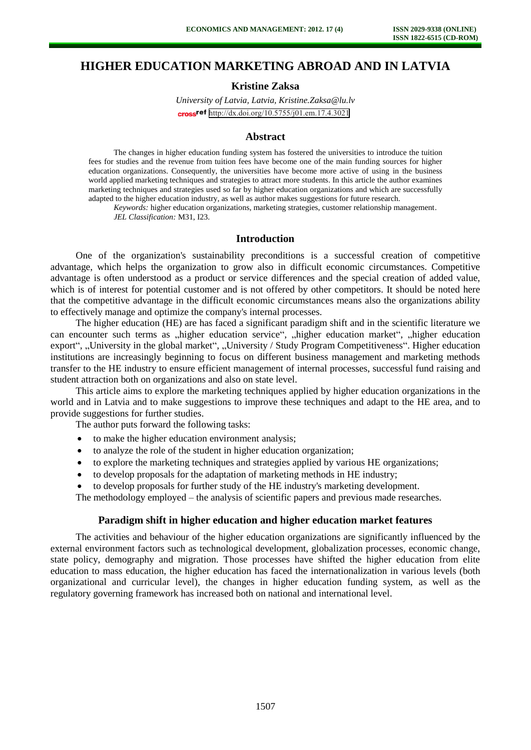# HIGHER EDUCATION MARKETING ABROAD AND IN LATVIA

**Kristine Zaksa**

*University of Latvia, Latvia, Kristine.Zaksa@lu.lv*

crossref http://dx.doi.org/10.5755/j01.em.17.4.3021

## Abstract

The changes in higher education funding system has fostered the universities to introduce the tuition fees for studies and the revenue from tuition fees have become one of the main funding sources for higher education organizations. Consequently, the universities have become more active of using in the business world applied marketing techniques and strategies to attract more students. In this article the author examines marketing techniques and strategies used so far by higher education organizations and which are successfully adapted to the higher education industry, as well as author makes suggestions for future research.

*Keywords:* higher education organizations, marketing strategies, customer relationship management.

*JEL Classification:* M31, I23.

## Introduction

One of the organization's sustainability preconditions is a successful creation of competitive advantage, which helps the organization to grow also in difficult economic circumstances. Competitive advantage is often understood as a product or service differences and the special creation of added value, which is of interest for potential customer and is not offered by other competitors. It should be noted here that the competitive advantage in the difficult economic circumstances means also the organizations ability to effectively manage and optimize the company's internal processes.

The higher education (HE) are has faced a significant paradigm shift and in the scientific literature we can encounter such terms as „higher education service", „higher education market", „higher education export", „University in the global market", „University / Study Program Competitiveness". Higher education institutions are increasingly beginning to focus on different business management and marketing methods transfer to the HE industry to ensure efficient management of internal processes, successful fund raising and student attraction both on organizations and also on state level.

This article aims to explore the marketing techniques applied by higher education organizations in the world and in Latvia and to make suggestions to improve these techniques and adapt to the HE area, and to provide suggestions for further studies.

The author puts forward the following tasks:

- to make the higher education environment analysis;
- to analyze the role of the student in higher education organization;
- to explore the marketing techniques and strategies applied by various HE organizations;
- to develop proposals for the adaptation of marketing methods in HE industry;
- to develop proposals for further study of the HE industry's marketing development.

The methodology employed – the analysis of scientific papers and previous made researches.

## Paradigm shift in higher education and higher education market features

The activities and behaviour of the higher education organizations are significantly influenced by the external environment factors such as technological development, globalization processes, economic change, state policy, demography and migration. Those processes have shifted the higher education from elite education to mass education, the higher education has faced the internationalization in various levels (both organizational and curricular level), the changes in higher education funding system, as well as the regulatory governing framework has increased both on national and international level.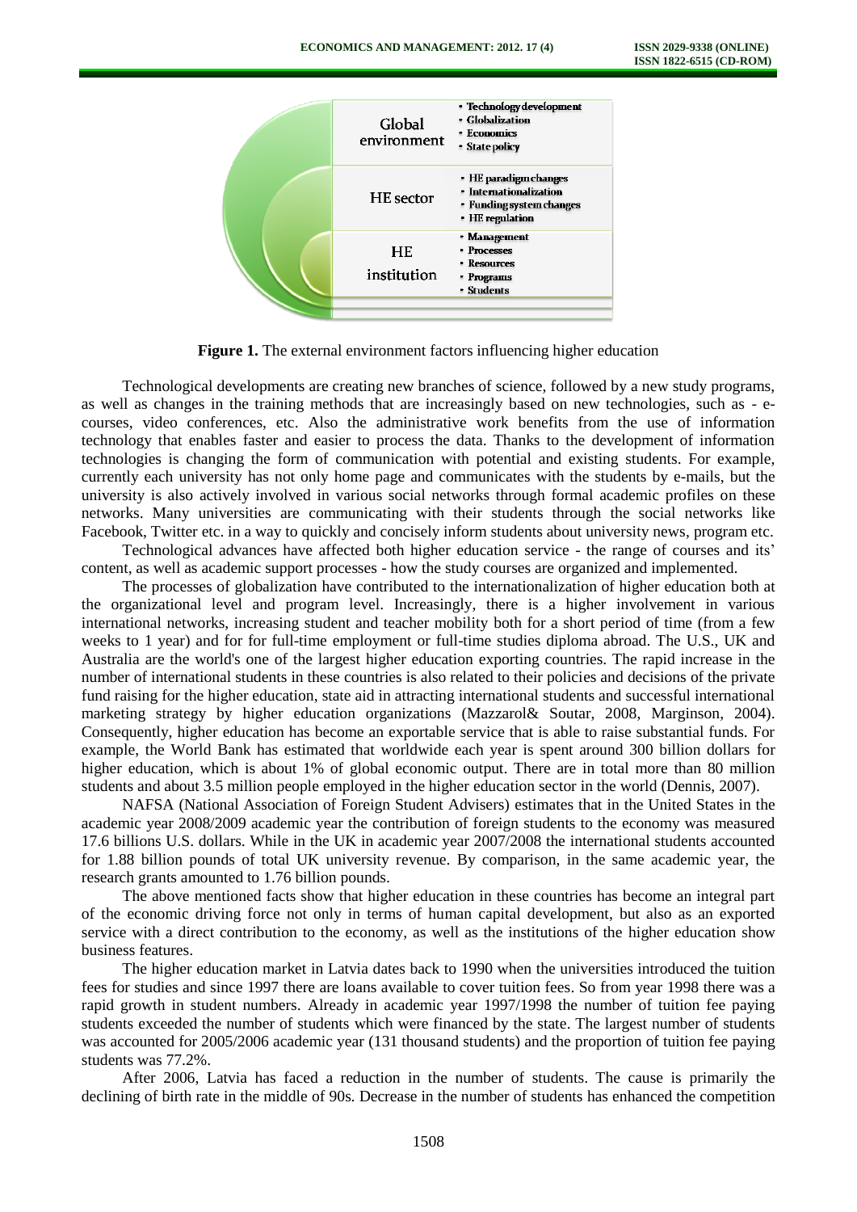| Global environment | • Technology development<br>• Globalization<br>• Economics<br>• State policy |
| --- | --- |
| HE sector | • HE paradigm changes<br>• Internationalization<br>• Funding system changes<br>• HE regulation |
| HE institution | • Management<br>• Processes<br>• Resources<br>• Programs<br>• Students |

**Figure 1.** The external environment factors influencing higher education

Technological developments are creating new branches of science, followed by a new study programs, as well as changes in the training methods that are increasingly based on new technologies, such as - e-courses, video conferences, etc. Also the administrative work benefits from the use of information technology that enables faster and easier to process the data. Thanks to the development of information technologies is changing the form of communication with potential and existing students. For example, currently each university has not only home page and communicates with the students by e-mails, but the university is also actively involved in various social networks through formal academic profiles on these networks. Many universities are communicating with their students through the social networks like Facebook, Twitter etc. in a way to quickly and concisely inform students about university news, program etc.

Technological advances have affected both higher education service - the range of courses and its' content, as well as academic support processes - how the study courses are organized and implemented.

The processes of globalization have contributed to the internationalization of higher education both at the organizational level and program level. Increasingly, there is a higher involvement in various international networks, increasing student and teacher mobility both for a short period of time (from a few weeks to 1 year) and for for full-time employment or full-time studies diploma abroad. The U.S., UK and Australia are the world's one of the largest higher education exporting countries. The rapid increase in the number of international students in these countries is also related to their policies and decisions of the private fund raising for the higher education, state aid in attracting international students and successful international marketing strategy by higher education organizations (Mazzarol& Soutar, 2008, Marginson, 2004). Consequently, higher education has become an exportable service that is able to raise substantial funds. For example, the World Bank has estimated that worldwide each year is spent around 300 billion dollars for higher education, which is about 1% of global economic output. There are in total more than 80 million students and about 3.5 million people employed in the higher education sector in the world (Dennis, 2007).

NAFSA (National Association of Foreign Student Advisers) estimates that in the United States in the academic year 2008/2009 academic year the contribution of foreign students to the economy was measured 17.6 billions U.S. dollars. While in the UK in academic year 2007/2008 the international students accounted for 1.88 billion pounds of total UK university revenue. By comparison, in the same academic year, the research grants amounted to 1.76 billion pounds.

The above mentioned facts show that higher education in these countries has become an integral part of the economic driving force not only in terms of human capital development, but also as an exported service with a direct contribution to the economy, as well as the institutions of the higher education show business features.

The higher education market in Latvia dates back to 1990 when the universities introduced the tuition fees for studies and since 1997 there are loans available to cover tuition fees. So from year 1998 there was a rapid growth in student numbers. Already in academic year 1997/1998 the number of tuition fee paying students exceeded the number of students which were financed by the state. The largest number of students was accounted for 2005/2006 academic year (131 thousand students) and the proportion of tuition fee paying students was 77.2%.

After 2006, Latvia has faced a reduction in the number of students. The cause is primarily the declining of birth rate in the middle of 90s. Decrease in the number of students has enhanced the competition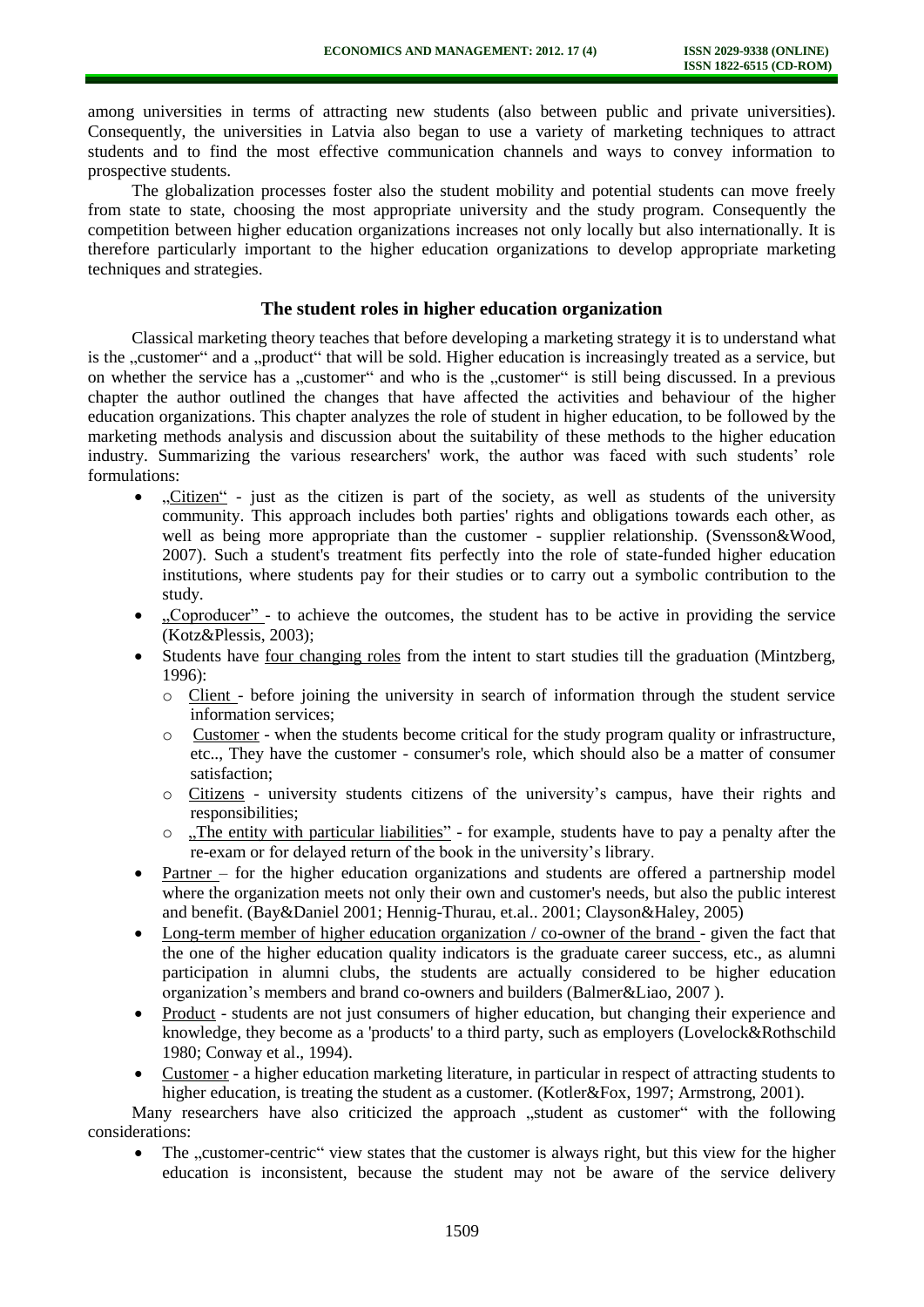among universities in terms of attracting new students (also between public and private universities). Consequently, the universities in Latvia also began to use a variety of marketing techniques to attract students and to find the most effective communication channels and ways to convey information to prospective students.

The globalization processes foster also the student mobility and potential students can move freely from state to state, choosing the most appropriate university and the study program. Consequently the competition between higher education organizations increases not only locally but also internationally. It is therefore particularly important to the higher education organizations to develop appropriate marketing techniques and strategies.

## The student roles in higher education organization

Classical marketing theory teaches that before developing a marketing strategy it is to understand what is the „customer" and a „product" that will be sold. Higher education is increasingly treated as a service, but on whether the service has a „customer" and who is the „customer" is still being discussed. In a previous chapter the author outlined the changes that have affected the activities and behaviour of the higher education organizations. This chapter analyzes the role of student in higher education, to be followed by the marketing methods analysis and discussion about the suitability of these methods to the higher education industry. Summarizing the various researchers' work, the author was faced with such students' role formulations:

- „Citizen" - just as the citizen is part of the society, as well as students of the university community. This approach includes both parties' rights and obligations towards each other, as well as being more appropriate than the customer - supplier relationship. (Svensson&Wood, 2007). Such a student's treatment fits perfectly into the role of state-funded higher education institutions, where students pay for their studies or to carry out a symbolic contribution to the study.
- „Coproducer" - to achieve the outcomes, the student has to be active in providing the service (Kotz&Plessis, 2003);
- Students have four changing roles from the intent to start studies till the graduation (Mintzberg, 1996):
  - Client - before joining the university in search of information through the student service information services;
  - Customer - when the students become critical for the study program quality or infrastructure, etc.., They have the customer - consumer's role, which should also be a matter of consumer satisfaction;
  - Citizens - university students citizens of the university's campus, have their rights and responsibilities;
  - „The entity with particular liabilities" - for example, students have to pay a penalty after the re-exam or for delayed return of the book in the university's library.
- Partner – for the higher education organizations and students are offered a partnership model where the organization meets not only their own and customer's needs, but also the public interest and benefit. (Bay&Daniel 2001; Hennig-Thurau, et.al.. 2001; Clayson&Haley, 2005)
- Long-term member of higher education organization / co-owner of the brand - given the fact that the one of the higher education quality indicators is the graduate career success, etc., as alumni participation in alumni clubs, the students are actually considered to be higher education organization's members and brand co-owners and builders (Balmer&Liao, 2007 ).
- Product - students are not just consumers of higher education, but changing their experience and knowledge, they become as a 'products' to a third party, such as employers (Lovelock&Rothschild 1980; Conway et al., 1994).
- Customer - a higher education marketing literature, in particular in respect of attracting students to higher education, is treating the student as a customer. (Kotler&Fox, 1997; Armstrong, 2001).

Many researchers have also criticized the approach „student as customer" with the following considerations:

- The „customer-centric" view states that the customer is always right, but this view for the higher education is inconsistent, because the student may not be aware of the service delivery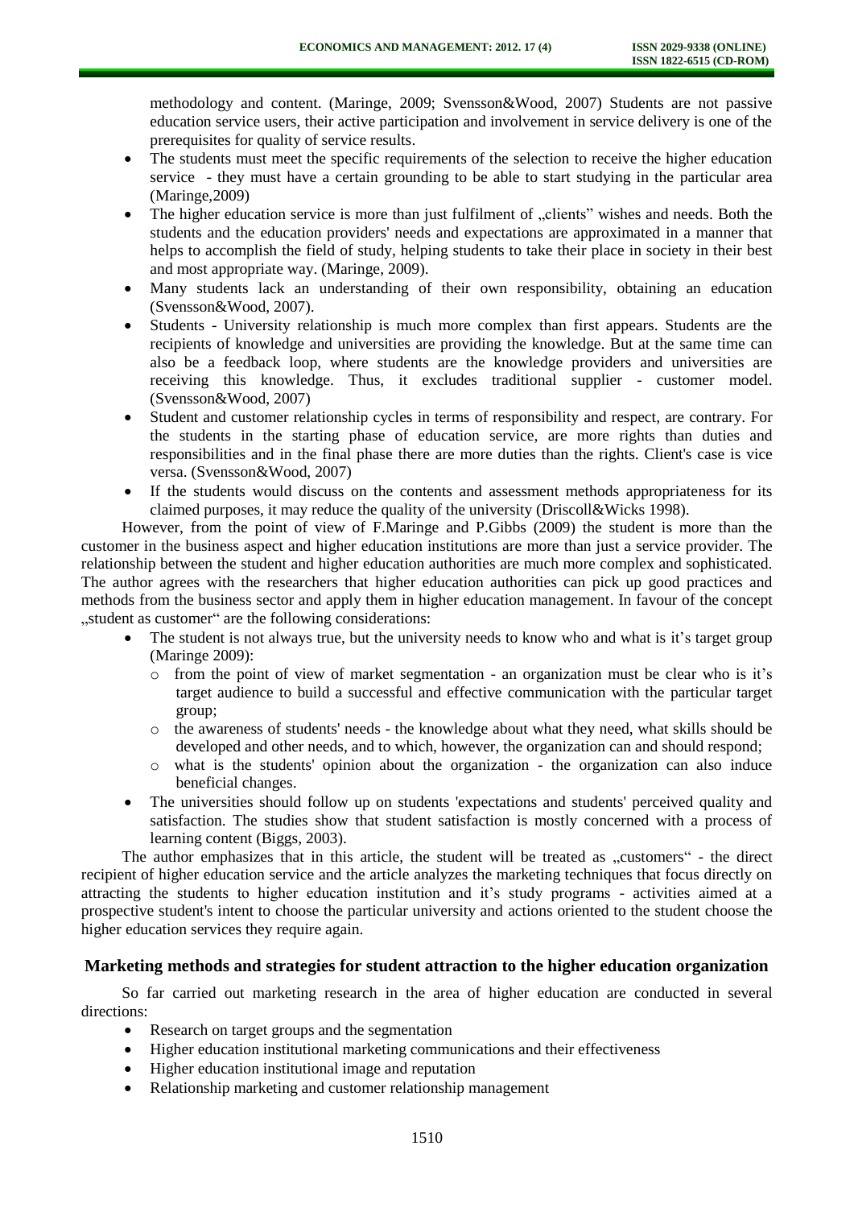methodology and content. (Maringe, 2009; Svensson&Wood, 2007) Students are not passive education service users, their active participation and involvement in service delivery is one of the prerequisites for quality of service results.

- The students must meet the specific requirements of the selection to receive the higher education service - they must have a certain grounding to be able to start studying in the particular area (Maringe,2009)
- The higher education service is more than just fulfilment of „clients" wishes and needs. Both the students and the education providers' needs and expectations are approximated in a manner that helps to accomplish the field of study, helping students to take their place in society in their best and most appropriate way. (Maringe, 2009).
- Many students lack an understanding of their own responsibility, obtaining an education (Svensson&Wood, 2007).
- Students - University relationship is much more complex than first appears. Students are the recipients of knowledge and universities are providing the knowledge. But at the same time can also be a feedback loop, where students are the knowledge providers and universities are receiving this knowledge. Thus, it excludes traditional supplier - customer model. (Svensson&Wood, 2007)
- Student and customer relationship cycles in terms of responsibility and respect, are contrary. For the students in the starting phase of education service, are more rights than duties and responsibilities and in the final phase there are more duties than the rights. Client's case is vice versa. (Svensson&Wood, 2007)
- If the students would discuss on the contents and assessment methods appropriateness for its claimed purposes, it may reduce the quality of the university (Driscoll&Wicks 1998).

However, from the point of view of F.Maringe and P.Gibbs (2009) the student is more than the customer in the business aspect and higher education institutions are more than just a service provider. The relationship between the student and higher education authorities are much more complex and sophisticated. The author agrees with the researchers that higher education authorities can pick up good practices and methods from the business sector and apply them in higher education management. In favour of the concept „student as customer" are the following considerations:

- The student is not always true, but the university needs to know who and what is it's target group (Maringe 2009):
  - from the point of view of market segmentation - an organization must be clear who is it's target audience to build a successful and effective communication with the particular target group;
  - the awareness of students' needs - the knowledge about what they need, what skills should be developed and other needs, and to which, however, the organization can and should respond;
  - what is the students' opinion about the organization - the organization can also induce beneficial changes.
- The universities should follow up on students 'expectations and students' perceived quality and satisfaction. The studies show that student satisfaction is mostly concerned with a process of learning content (Biggs, 2003).

The author emphasizes that in this article, the student will be treated as „customers" - the direct recipient of higher education service and the article analyzes the marketing techniques that focus directly on attracting the students to higher education institution and it's study programs - activities aimed at a prospective student's intent to choose the particular university and actions oriented to the student choose the higher education services they require again.

## Marketing methods and strategies for student attraction to the higher education organization

So far carried out marketing research in the area of higher education are conducted in several directions:

- Research on target groups and the segmentation
- Higher education institutional marketing communications and their effectiveness
- Higher education institutional image and reputation
- Relationship marketing and customer relationship management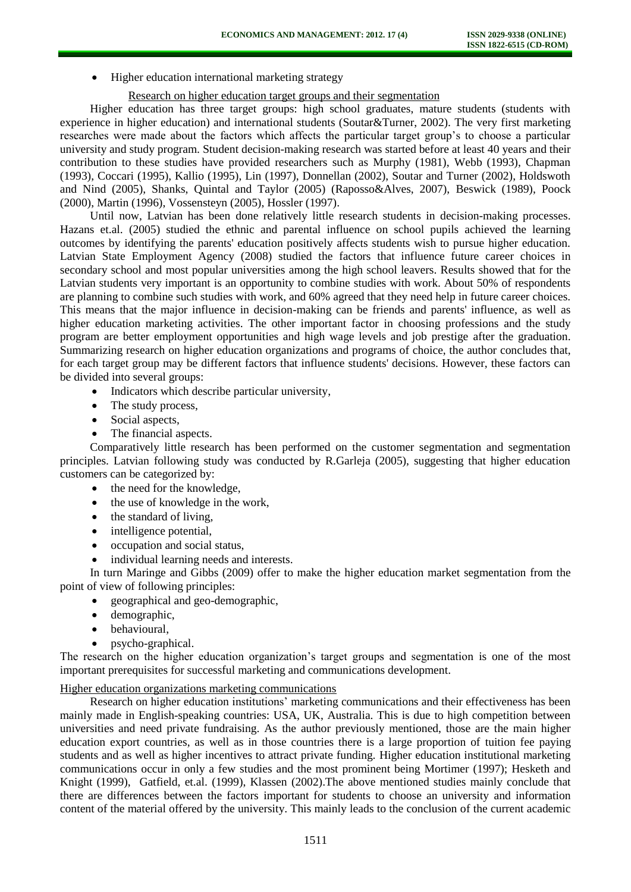- Higher education international marketing strategy

Research on higher education target groups and their segmentation

Higher education has three target groups: high school graduates, mature students (students with experience in higher education) and international students (Soutar&Turner, 2002). The very first marketing researches were made about the factors which affects the particular target group's to choose a particular university and study program. Student decision-making research was started before at least 40 years and their contribution to these studies have provided researchers such as Murphy (1981), Webb (1993), Chapman (1993), Coccari (1995), Kallio (1995), Lin (1997), Donnellan (2002), Soutar and Turner (2002), Holdswoth and Nind (2005), Shanks, Quintal and Taylor (2005) (Raposso&Alves, 2007), Beswick (1989), Poock (2000), Martin (1996), Vossensteyn (2005), Hossler (1997).

Until now, Latvian has been done relatively little research students in decision-making processes. Hazans et.al. (2005) studied the ethnic and parental influence on school pupils achieved the learning outcomes by identifying the parents' education positively affects students wish to pursue higher education. Latvian State Employment Agency (2008) studied the factors that influence future career choices in secondary school and most popular universities among the high school leavers. Results showed that for the Latvian students very important is an opportunity to combine studies with work. About 50% of respondents are planning to combine such studies with work, and 60% agreed that they need help in future career choices. This means that the major influence in decision-making can be friends and parents' influence, as well as higher education marketing activities. The other important factor in choosing professions and the study program are better employment opportunities and high wage levels and job prestige after the graduation. Summarizing research on higher education organizations and programs of choice, the author concludes that, for each target group may be different factors that influence students' decisions. However, these factors can be divided into several groups:

- Indicators which describe particular university,
- The study process,
- Social aspects,
- The financial aspects.

Comparatively little research has been performed on the customer segmentation and segmentation principles. Latvian following study was conducted by R.Garleja (2005), suggesting that higher education customers can be categorized by:

- the need for the knowledge,
- the use of knowledge in the work,
- the standard of living,
- intelligence potential,
- occupation and social status,
- individual learning needs and interests.

In turn Maringe and Gibbs (2009) offer to make the higher education market segmentation from the point of view of following principles:

- geographical and geo-demographic,
- demographic,
- behavioural,
- psycho-graphical.

The research on the higher education organization's target groups and segmentation is one of the most important prerequisites for successful marketing and communications development.

Higher education organizations marketing communications

Research on higher education institutions' marketing communications and their effectiveness has been mainly made in English-speaking countries: USA, UK, Australia. This is due to high competition between universities and need private fundraising. As the author previously mentioned, those are the main higher education export countries, as well as in those countries there is a large proportion of tuition fee paying students and as well as higher incentives to attract private funding. Higher education institutional marketing communications occur in only a few studies and the most prominent being Mortimer (1997); Hesketh and Knight (1999), Gatfield, et.al. (1999), Klassen (2002).The above mentioned studies mainly conclude that there are differences between the factors important for students to choose an university and information content of the material offered by the university. This mainly leads to the conclusion of the current academic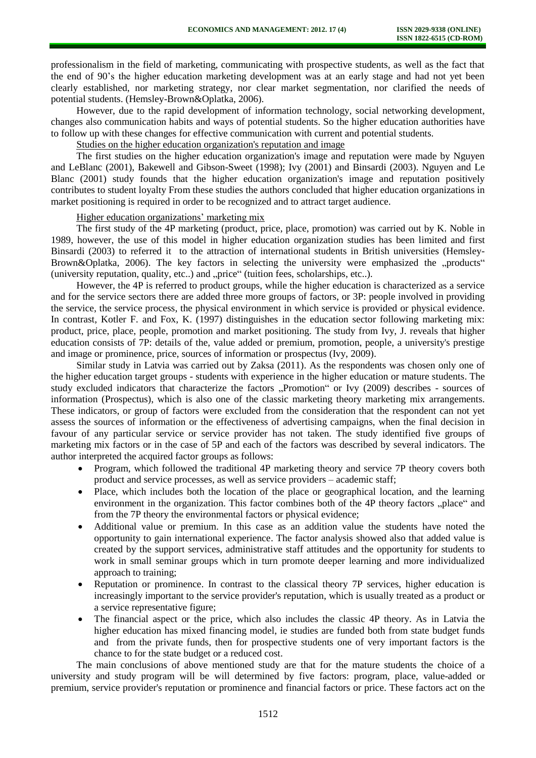professionalism in the field of marketing, communicating with prospective students, as well as the fact that the end of 90's the higher education marketing development was at an early stage and had not yet been clearly established, nor marketing strategy, nor clear market segmentation, nor clarified the needs of potential students. (Hemsley-Brown&Oplatka, 2006).

However, due to the rapid development of information technology, social networking development, changes also communication habits and ways of potential students. So the higher education authorities have to follow up with these changes for effective communication with current and potential students.

Studies on the higher education organization's reputation and image

The first studies on the higher education organization's image and reputation were made by Nguyen and LeBlanc (2001), Bakewell and Gibson-Sweet (1998); Ivy (2001) and Binsardi (2003). Nguyen and Le Blanc (2001) study founds that the higher education organization's image and reputation positively contributes to student loyalty From these studies the authors concluded that higher education organizations in market positioning is required in order to be recognized and to attract target audience.

Higher education organizations' marketing mix

The first study of the 4P marketing (product, price, place, promotion) was carried out by K. Noble in 1989, however, the use of this model in higher education organization studies has been limited and first Binsardi (2003) to referred it to the attraction of international students in British universities (Hemsley-Brown&Oplatka, 2006). The key factors in selecting the university were emphasized the „products" (university reputation, quality, etc..) and „price" (tuition fees, scholarships, etc..).

However, the 4P is referred to product groups, while the higher education is characterized as a service and for the service sectors there are added three more groups of factors, or 3P: people involved in providing the service, the service process, the physical environment in which service is provided or physical evidence. In contrast, Kotler F. and Fox, K. (1997) distinguishes in the education sector following marketing mix: product, price, place, people, promotion and market positioning. The study from Ivy, J. reveals that higher education consists of 7P: details of the, value added or premium, promotion, people, a university's prestige and image or prominence, price, sources of information or prospectus (Ivy, 2009).

Similar study in Latvia was carried out by Zaksa (2011). As the respondents was chosen only one of the higher education target groups - students with experience in the higher education or mature students. The study excluded indicators that characterize the factors „Promotion" or Ivy (2009) describes - sources of information (Prospectus), which is also one of the classic marketing theory marketing mix arrangements. These indicators, or group of factors were excluded from the consideration that the respondent can not yet assess the sources of information or the effectiveness of advertising campaigns, when the final decision in favour of any particular service or service provider has not taken. The study identified five groups of marketing mix factors or in the case of 5P and each of the factors was described by several indicators. The author interpreted the acquired factor groups as follows:

- Program, which followed the traditional 4P marketing theory and service 7P theory covers both product and service processes, as well as service providers – academic staff;
- Place, which includes both the location of the place or geographical location, and the learning environment in the organization. This factor combines both of the 4P theory factors „place" and from the 7P theory the environmental factors or physical evidence;
- Additional value or premium. In this case as an addition value the students have noted the opportunity to gain international experience. The factor analysis showed also that added value is created by the support services, administrative staff attitudes and the opportunity for students to work in small seminar groups which in turn promote deeper learning and more individualized approach to training;
- Reputation or prominence. In contrast to the classical theory 7P services, higher education is increasingly important to the service provider's reputation, which is usually treated as a product or a service representative figure;
- The financial aspect or the price, which also includes the classic 4P theory. As in Latvia the higher education has mixed financing model, ie studies are funded both from state budget funds and from the private funds, then for prospective students one of very important factors is the chance to for the state budget or a reduced cost.

The main conclusions of above mentioned study are that for the mature students the choice of a university and study program will be will determined by five factors: program, place, value-added or premium, service provider's reputation or prominence and financial factors or price. These factors act on the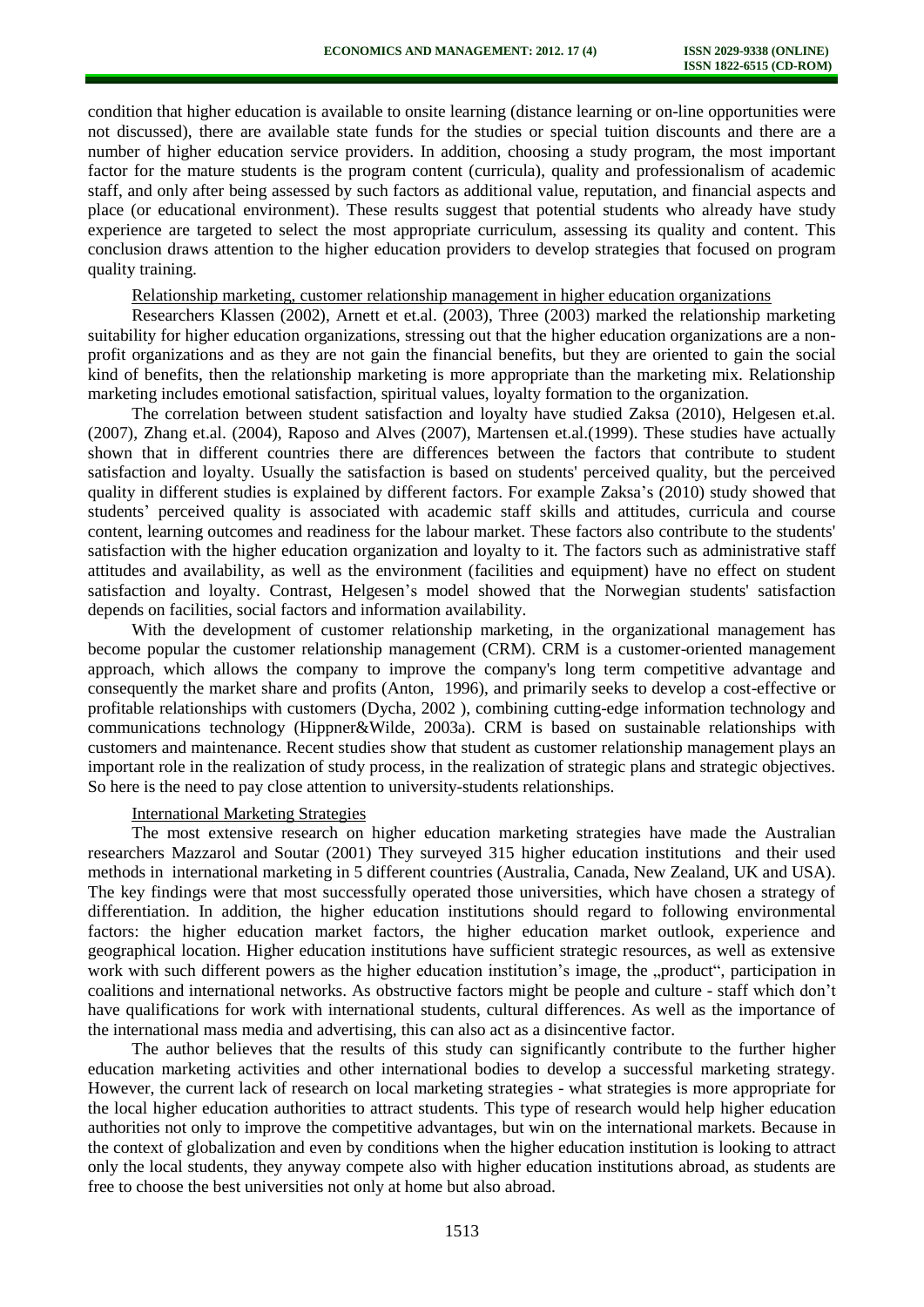condition that higher education is available to onsite learning (distance learning or on-line opportunities were not discussed), there are available state funds for the studies or special tuition discounts and there are a number of higher education service providers. In addition, choosing a study program, the most important factor for the mature students is the program content (curricula), quality and professionalism of academic staff, and only after being assessed by such factors as additional value, reputation, and financial aspects and place (or educational environment). These results suggest that potential students who already have study experience are targeted to select the most appropriate curriculum, assessing its quality and content. This conclusion draws attention to the higher education providers to develop strategies that focused on program quality training.

Relationship marketing, customer relationship management in higher education organizations

Researchers Klassen (2002), Arnett et et.al. (2003), Three (2003) marked the relationship marketing suitability for higher education organizations, stressing out that the higher education organizations are a non-profit organizations and as they are not gain the financial benefits, but they are oriented to gain the social kind of benefits, then the relationship marketing is more appropriate than the marketing mix. Relationship marketing includes emotional satisfaction, spiritual values, loyalty formation to the organization.

The correlation between student satisfaction and loyalty have studied Zaksa (2010), Helgesen et.al. (2007), Zhang et.al. (2004), Raposo and Alves (2007), Martensen et.al.(1999). These studies have actually shown that in different countries there are differences between the factors that contribute to student satisfaction and loyalty. Usually the satisfaction is based on students' perceived quality, but the perceived quality in different studies is explained by different factors. For example Zaksa's (2010) study showed that students' perceived quality is associated with academic staff skills and attitudes, curricula and course content, learning outcomes and readiness for the labour market. These factors also contribute to the students' satisfaction with the higher education organization and loyalty to it. The factors such as administrative staff attitudes and availability, as well as the environment (facilities and equipment) have no effect on student satisfaction and loyalty. Contrast, Helgesen's model showed that the Norwegian students' satisfaction depends on facilities, social factors and information availability.

With the development of customer relationship marketing, in the organizational management has become popular the customer relationship management (CRM). CRM is a customer-oriented management approach, which allows the company to improve the company's long term competitive advantage and consequently the market share and profits (Anton, 1996), and primarily seeks to develop a cost-effective or profitable relationships with customers (Dycha, 2002 ), combining cutting-edge information technology and communications technology (Hippner&Wilde, 2003a). CRM is based on sustainable relationships with customers and maintenance. Recent studies show that student as customer relationship management plays an important role in the realization of study process, in the realization of strategic plans and strategic objectives. So here is the need to pay close attention to university-students relationships.

International Marketing Strategies

The most extensive research on higher education marketing strategies have made the Australian researchers Mazzarol and Soutar (2001) They surveyed 315 higher education institutions and their used methods in international marketing in 5 different countries (Australia, Canada, New Zealand, UK and USA). The key findings were that most successfully operated those universities, which have chosen a strategy of differentiation. In addition, the higher education institutions should regard to following environmental factors: the higher education market factors, the higher education market outlook, experience and geographical location. Higher education institutions have sufficient strategic resources, as well as extensive work with such different powers as the higher education institution's image, the „product", participation in coalitions and international networks. As obstructive factors might be people and culture - staff which don't have qualifications for work with international students, cultural differences. As well as the importance of the international mass media and advertising, this can also act as a disincentive factor.

The author believes that the results of this study can significantly contribute to the further higher education marketing activities and other international bodies to develop a successful marketing strategy. However, the current lack of research on local marketing strategies - what strategies is more appropriate for the local higher education authorities to attract students. This type of research would help higher education authorities not only to improve the competitive advantages, but win on the international markets. Because in the context of globalization and even by conditions when the higher education institution is looking to attract only the local students, they anyway compete also with higher education institutions abroad, as students are free to choose the best universities not only at home but also abroad.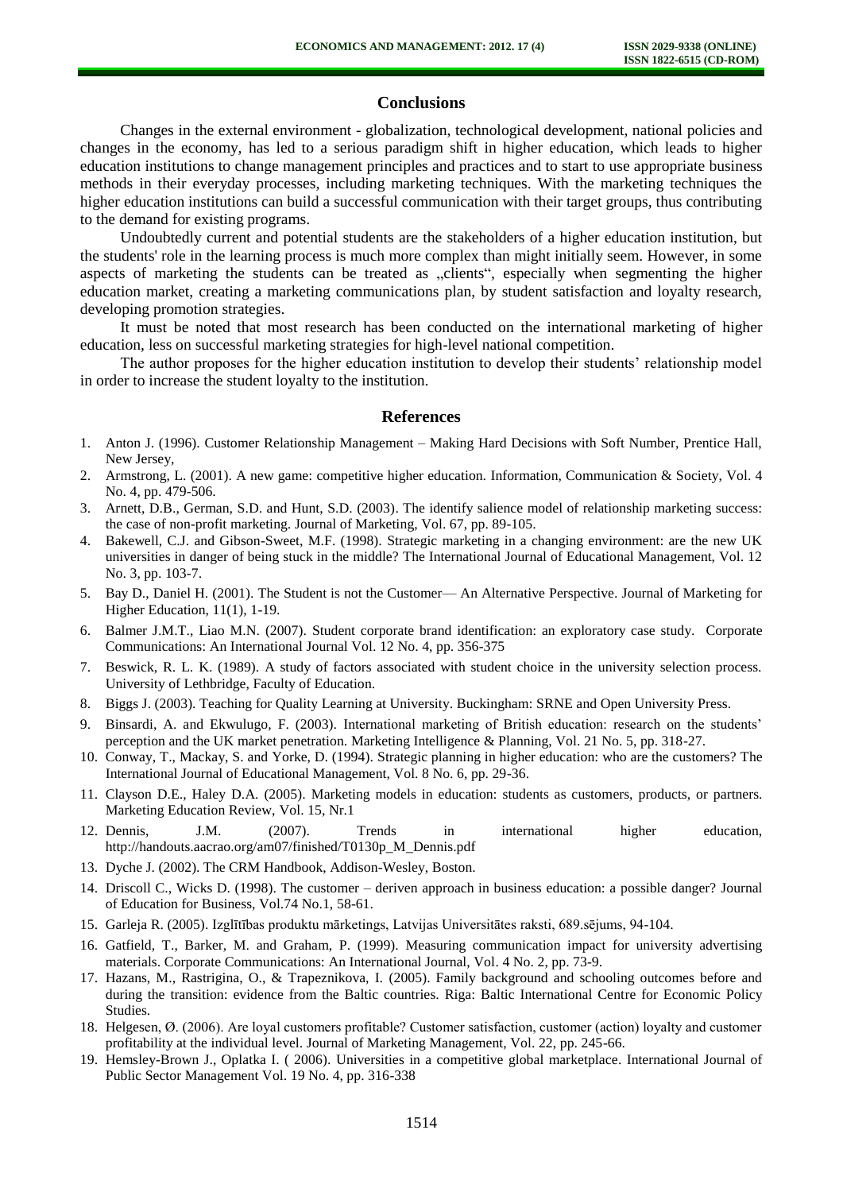## Conclusions

Changes in the external environment - globalization, technological development, national policies and changes in the economy, has led to a serious paradigm shift in higher education, which leads to higher education institutions to change management principles and practices and to start to use appropriate business methods in their everyday processes, including marketing techniques. With the marketing techniques the higher education institutions can build a successful communication with their target groups, thus contributing to the demand for existing programs.

Undoubtedly current and potential students are the stakeholders of a higher education institution, but the students' role in the learning process is much more complex than might initially seem. However, in some aspects of marketing the students can be treated as „clients", especially when segmenting the higher education market, creating a marketing communications plan, by student satisfaction and loyalty research, developing promotion strategies.

It must be noted that most research has been conducted on the international marketing of higher education, less on successful marketing strategies for high-level national competition.

The author proposes for the higher education institution to develop their students' relationship model in order to increase the student loyalty to the institution.

## References

1. Anton J. (1996). Customer Relationship Management – Making Hard Decisions with Soft Number, Prentice Hall, New Jersey,
2. Armstrong, L. (2001). A new game: competitive higher education. Information, Communication & Society, Vol. 4 No. 4, pp. 479-506.
3. Arnett, D.B., German, S.D. and Hunt, S.D. (2003). The identify salience model of relationship marketing success: the case of non-profit marketing. Journal of Marketing, Vol. 67, pp. 89-105.
4. Bakewell, C.J. and Gibson-Sweet, M.F. (1998). Strategic marketing in a changing environment: are the new UK universities in danger of being stuck in the middle? The International Journal of Educational Management, Vol. 12 No. 3, pp. 103-7.
5. Bay D., Daniel H. (2001). The Student is not the Customer— An Alternative Perspective. Journal of Marketing for Higher Education, 11(1), 1-19.
6. Balmer J.M.T., Liao M.N. (2007). Student corporate brand identification: an exploratory case study. Corporate Communications: An International Journal Vol. 12 No. 4, pp. 356-375
7. Beswick, R. L. K. (1989). A study of factors associated with student choice in the university selection process. University of Lethbridge, Faculty of Education.
8. Biggs J. (2003). Teaching for Quality Learning at University. Buckingham: SRNE and Open University Press.
9. Binsardi, A. and Ekwulugo, F. (2003). International marketing of British education: research on the students' perception and the UK market penetration. Marketing Intelligence & Planning, Vol. 21 No. 5, pp. 318-27.
10. Conway, T., Mackay, S. and Yorke, D. (1994). Strategic planning in higher education: who are the customers? The International Journal of Educational Management, Vol. 8 No. 6, pp. 29-36.
11. Clayson D.E., Haley D.A. (2005). Marketing models in education: students as customers, products, or partners. Marketing Education Review, Vol. 15, Nr.1
12. Dennis, J.M. (2007). Trends in international higher education, http://handouts.aacrao.org/am07/finished/T0130p_M_Dennis.pdf
13. Dyche J. (2002). The CRM Handbook, Addison-Wesley, Boston.
14. Driscoll C., Wicks D. (1998). The customer – deriven approach in business education: a possible danger? Journal of Education for Business, Vol.74 No.1, 58-61.
15. Garleja R. (2005). Izglītības produktu mārketings, Latvijas Universitātes raksti, 689.sējums, 94-104.
16. Gatfield, T., Barker, M. and Graham, P. (1999). Measuring communication impact for university advertising materials. Corporate Communications: An International Journal, Vol. 4 No. 2, pp. 73-9.
17. Hazans, M., Rastrigina, O., & Trapeznikova, I. (2005). Family background and schooling outcomes before and during the transition: evidence from the Baltic countries. Riga: Baltic International Centre for Economic Policy Studies.
18. Helgesen, Ø. (2006). Are loyal customers profitable? Customer satisfaction, customer (action) loyalty and customer profitability at the individual level. Journal of Marketing Management, Vol. 22, pp. 245-66.
19. Hemsley-Brown J., Oplatka I. ( 2006). Universities in a competitive global marketplace. International Journal of Public Sector Management Vol. 19 No. 4, pp. 316-338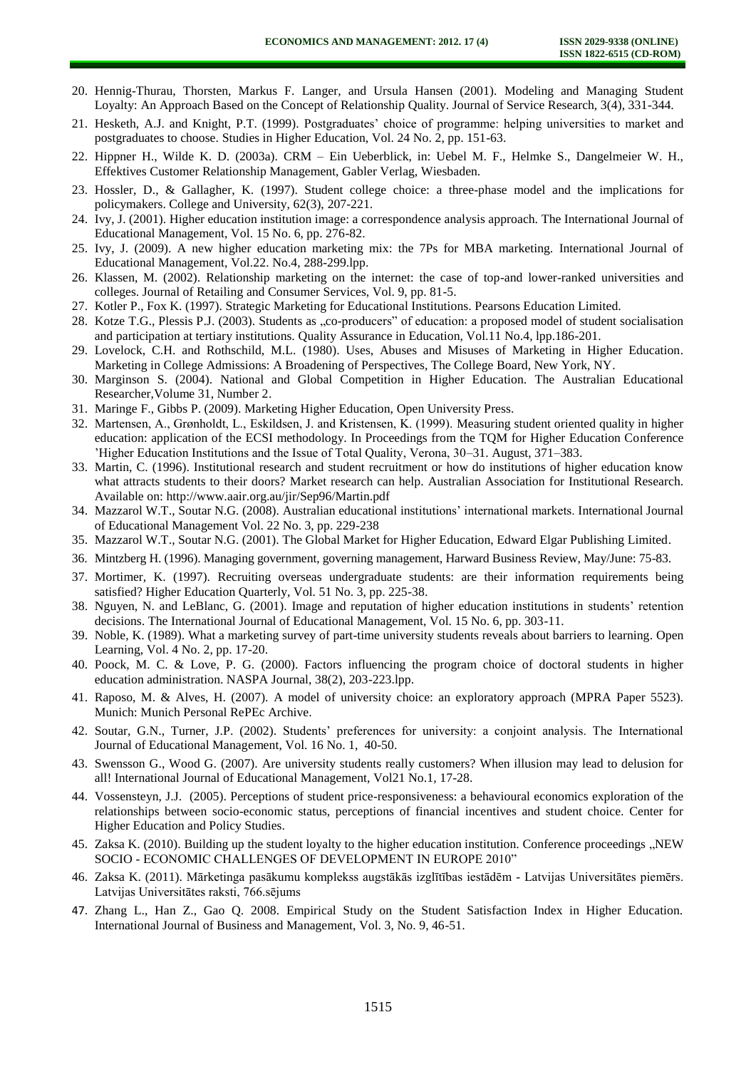20. Hennig-Thurau, Thorsten, Markus F. Langer, and Ursula Hansen (2001). Modeling and Managing Student Loyalty: An Approach Based on the Concept of Relationship Quality. Journal of Service Research, 3(4), 331-344.
21. Hesketh, A.J. and Knight, P.T. (1999). Postgraduates' choice of programme: helping universities to market and postgraduates to choose. Studies in Higher Education, Vol. 24 No. 2, pp. 151-63.
22. Hippner H., Wilde K. D. (2003a). CRM – Ein Ueberblick, in: Uebel M. F., Helmke S., Dangelmeier W. H., Effektives Customer Relationship Management, Gabler Verlag, Wiesbaden.
23. Hossler, D., & Gallagher, K. (1997). Student college choice: a three-phase model and the implications for policymakers. College and University, 62(3), 207-221.
24. Ivy, J. (2001). Higher education institution image: a correspondence analysis approach. The International Journal of Educational Management, Vol. 15 No. 6, pp. 276-82.
25. Ivy, J. (2009). A new higher education marketing mix: the 7Ps for MBA marketing. International Journal of Educational Management, Vol.22. No.4, 288-299.lpp.
26. Klassen, M. (2002). Relationship marketing on the internet: the case of top-and lower-ranked universities and colleges. Journal of Retailing and Consumer Services, Vol. 9, pp. 81-5.
27. Kotler P., Fox K. (1997). Strategic Marketing for Educational Institutions. Pearsons Education Limited.
28. Kotze T.G., Plessis P.J. (2003). Students as „co-producers" of education: a proposed model of student socialisation and participation at tertiary institutions. Quality Assurance in Education, Vol.11 No.4, lpp.186-201.
29. Lovelock, C.H. and Rothschild, M.L. (1980). Uses, Abuses and Misuses of Marketing in Higher Education. Marketing in College Admissions: A Broadening of Perspectives, The College Board, New York, NY.
30. Marginson S. (2004). National and Global Competition in Higher Education. The Australian Educational Researcher,Volume 31, Number 2.
31. Maringe F., Gibbs P. (2009). Marketing Higher Education, Open University Press.
32. Martensen, A., Grønholdt, L., Eskildsen, J. and Kristensen, K. (1999). Measuring student oriented quality in higher education: application of the ECSI methodology. In Proceedings from the TQM for Higher Education Conference 'Higher Education Institutions and the Issue of Total Quality, Verona, 30–31. August, 371–383.
33. Martin, C. (1996). Institutional research and student recruitment or how do institutions of higher education know what attracts students to their doors? Market research can help. Australian Association for Institutional Research. Available on: http://www.aair.org.au/jir/Sep96/Martin.pdf
34. Mazzarol W.T., Soutar N.G. (2008). Australian educational institutions' international markets. International Journal of Educational Management Vol. 22 No. 3, pp. 229-238
35. Mazzarol W.T., Soutar N.G. (2001). The Global Market for Higher Education, Edward Elgar Publishing Limited.
36. Mintzberg H. (1996). Managing government, governing management, Harward Business Review, May/June: 75-83.
37. Mortimer, K. (1997). Recruiting overseas undergraduate students: are their information requirements being satisfied? Higher Education Quarterly, Vol. 51 No. 3, pp. 225-38.
38. Nguyen, N. and LeBlanc, G. (2001). Image and reputation of higher education institutions in students' retention decisions. The International Journal of Educational Management, Vol. 15 No. 6, pp. 303-11.
39. Noble, K. (1989). What a marketing survey of part-time university students reveals about barriers to learning. Open Learning, Vol. 4 No. 2, pp. 17-20.
40. Poock, M. C. & Love, P. G. (2000). Factors influencing the program choice of doctoral students in higher education administration. NASPA Journal, 38(2), 203-223.lpp.
41. Raposo, M. & Alves, H. (2007). A model of university choice: an exploratory approach (MPRA Paper 5523). Munich: Munich Personal RePEc Archive.
42. Soutar, G.N., Turner, J.P. (2002). Students' preferences for university: a conjoint analysis. The International Journal of Educational Management, Vol. 16 No. 1, 40-50.
43. Swensson G., Wood G. (2007). Are university students really customers? When illusion may lead to delusion for all! International Journal of Educational Management, Vol21 No.1, 17-28.
44. Vossensteyn, J.J. (2005). Perceptions of student price-responsiveness: a behavioural economics exploration of the relationships between socio-economic status, perceptions of financial incentives and student choice. Center for Higher Education and Policy Studies.
45. Zaksa K. (2010). Building up the student loyalty to the higher education institution. Conference proceedings „NEW SOCIO - ECONOMIC CHALLENGES OF DEVELOPMENT IN EUROPE 2010"
46. Zaksa K. (2011). Mārketinga pasākumu komplekss augstākās izglītības iestādēm - Latvijas Universitātes piemērs. Latvijas Universitātes raksti, 766.sējums
47. Zhang L., Han Z., Gao Q. 2008. Empirical Study on the Student Satisfaction Index in Higher Education. International Journal of Business and Management, Vol. 3, No. 9, 46-51.